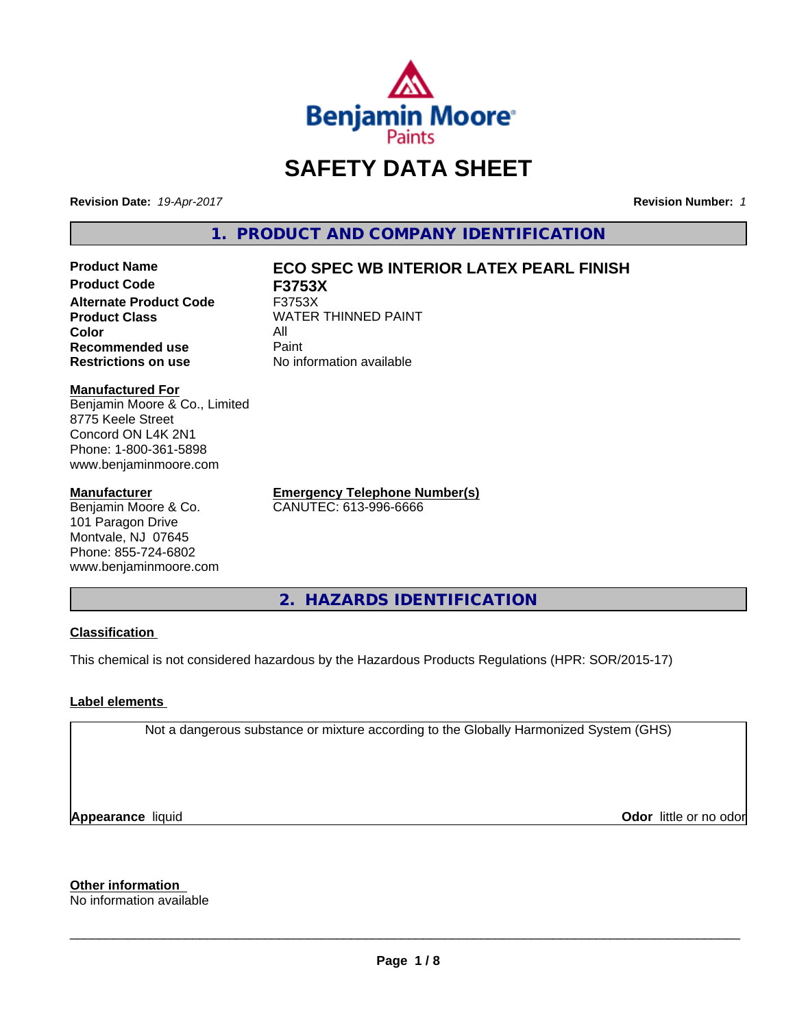# SAFETY DATA SHEET

**Revision Date:** *19-Apr-2017* **Revision Number:** *1*

## 1. PRODUCT AND COMPANY IDENTIFICATION

| | |
|---|---|
| **Product Name** | **ECO SPEC WB INTERIOR LATEX PEARL FINISH** |
| **Product Code** | **F3753X** |
| **Alternate Product Code** | F3753X |
| **Product Class** | WATER THINNED PAINT |
| **Color** | All |
| **Recommended use** | Paint |
| **Restrictions on use** | No information available |

**Manufactured For**
Benjamin Moore & Co., Limited
8775 Keele Street
Concord ON L4K 2N1
Phone: 1-800-361-5898
www.benjaminmoore.com

**Manufacturer**
Benjamin Moore & Co.
101 Paragon Drive
Montvale, NJ 07645
Phone: 855-724-6802
www.benjaminmoore.com

**Emergency Telephone Number(s)**
CANUTEC: 613-996-6666

## 2. HAZARDS IDENTIFICATION

**Classification**

This chemical is not considered hazardous by the Hazardous Products Regulations (HPR: SOR/2015-17)

**Label elements**

Not a dangerous substance or mixture according to the Globally Harmonized System (GHS)

**Appearance** liquid **Odor** little or no odor

**Other information**
No information available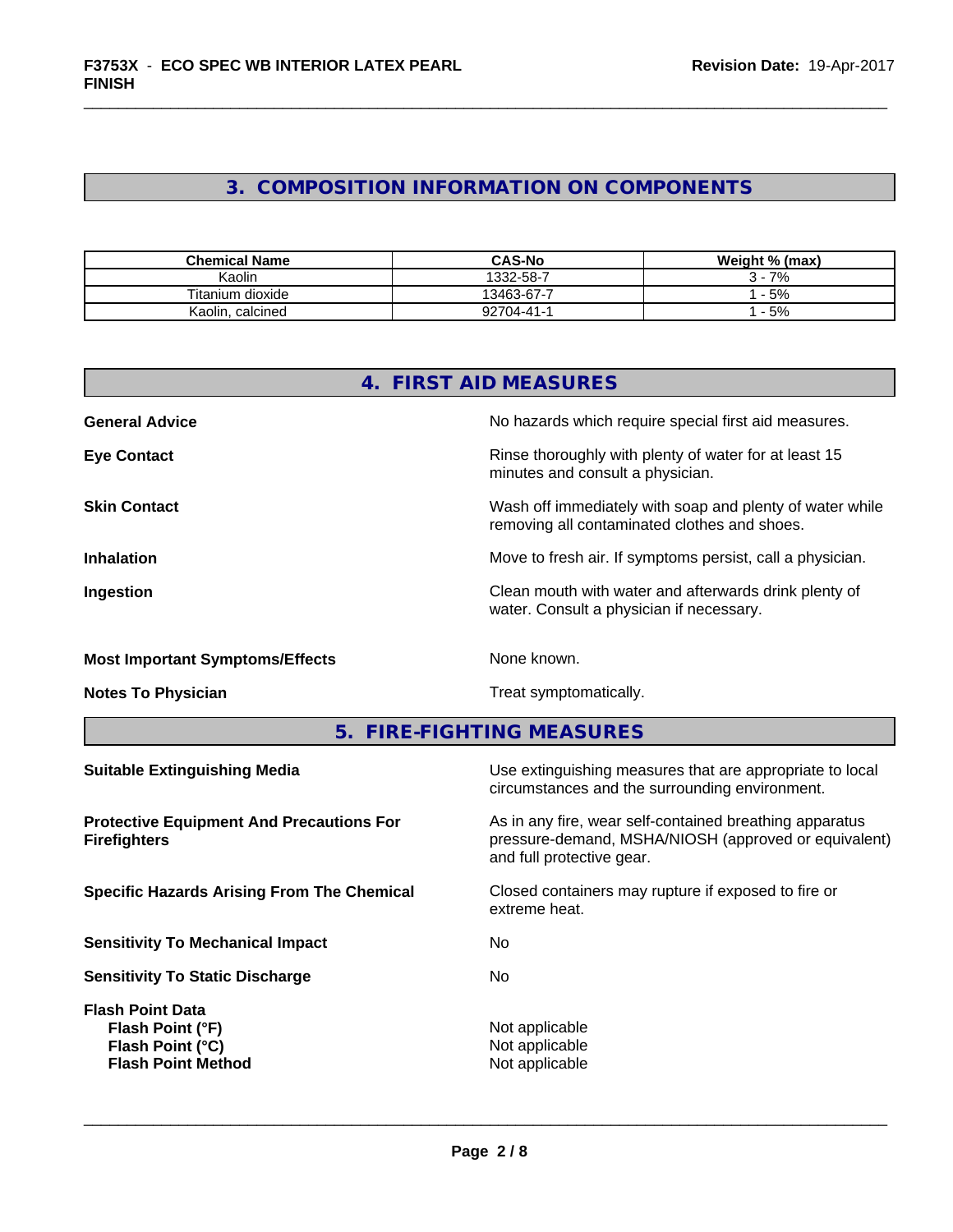## 3. COMPOSITION INFORMATION ON COMPONENTS

| Chemical Name | CAS-No | Weight % (max) |
|---|---|---|
| Kaolin | 1332-58-7 | 3 - 7% |
| Titanium dioxide | 13463-67-7 | 1 - 5% |
| Kaolin, calcined | 92704-41-1 | 1 - 5% |

## 4. FIRST AID MEASURES

**General Advice** — No hazards which require special first aid measures.

**Eye Contact** — Rinse thoroughly with plenty of water for at least 15 minutes and consult a physician.

**Skin Contact** — Wash off immediately with soap and plenty of water while removing all contaminated clothes and shoes.

**Inhalation** — Move to fresh air. If symptoms persist, call a physician.

**Ingestion** — Clean mouth with water and afterwards drink plenty of water. Consult a physician if necessary.

**Most Important Symptoms/Effects** — None known.

**Notes To Physician** — Treat symptomatically.

## 5. FIRE-FIGHTING MEASURES

**Suitable Extinguishing Media** — Use extinguishing measures that are appropriate to local circumstances and the surrounding environment.

**Protective Equipment And Precautions For Firefighters** — As in any fire, wear self-contained breathing apparatus pressure-demand, MSHA/NIOSH (approved or equivalent) and full protective gear.

**Specific Hazards Arising From The Chemical** — Closed containers may rupture if exposed to fire or extreme heat.

**Sensitivity To Mechanical Impact** — No

**Sensitivity To Static Discharge** — No

**Flash Point Data**
- **Flash Point (°F)** — Not applicable
- **Flash Point (°C)** — Not applicable
- **Flash Point Method** — Not applicable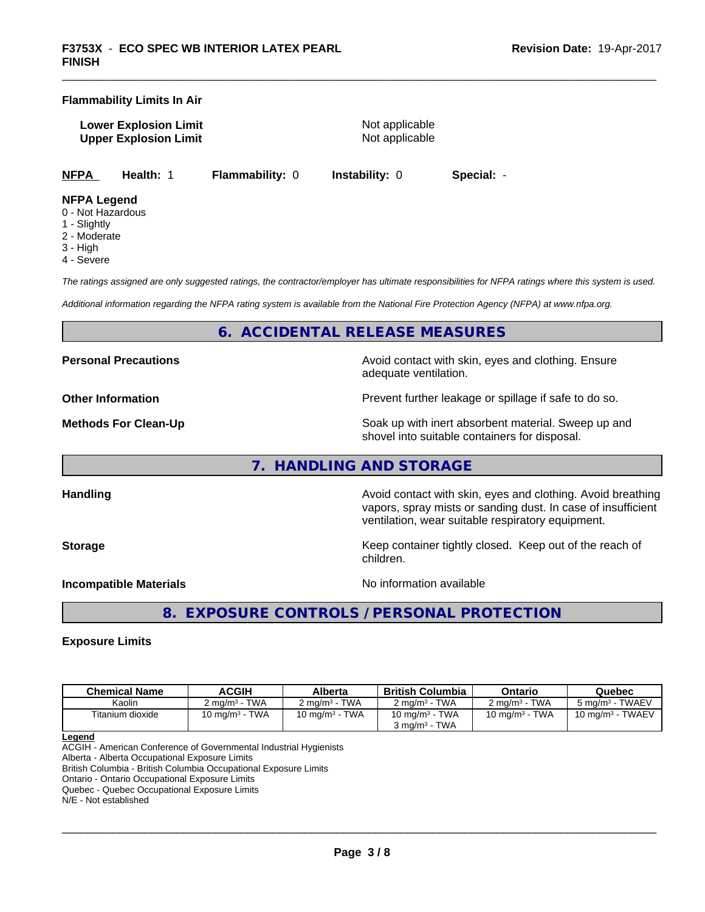**Flammability Limits In Air**

| | |
|---|---|
| **Lower Explosion Limit** | Not applicable |
| **Upper Explosion Limit** | Not applicable |

| **NFPA** | **Health:** 1 | **Flammability:** 0 | **Instability:** 0 | **Special:** - |
|---|---|---|---|---|

**NFPA Legend**
0 - Not Hazardous
1 - Slightly
2 - Moderate
3 - High
4 - Severe

*The ratings assigned are only suggested ratings, the contractor/employer has ultimate responsibilities for NFPA ratings where this system is used.*

*Additional information regarding the NFPA rating system is available from the National Fire Protection Agency (NFPA) at www.nfpa.org.*

## 6. ACCIDENTAL RELEASE MEASURES

| | |
|---|---|
| **Personal Precautions** | Avoid contact with skin, eyes and clothing. Ensure adequate ventilation. |
| **Other Information** | Prevent further leakage or spillage if safe to do so. |
| **Methods For Clean-Up** | Soak up with inert absorbent material. Sweep up and shovel into suitable containers for disposal. |

## 7. HANDLING AND STORAGE

| | |
|---|---|
| **Handling** | Avoid contact with skin, eyes and clothing. Avoid breathing vapors, spray mists or sanding dust. In case of insufficient ventilation, wear suitable respiratory equipment. |
| **Storage** | Keep container tightly closed. Keep out of the reach of children. |
| **Incompatible Materials** | No information available |

## 8. EXPOSURE CONTROLS / PERSONAL PROTECTION

**Exposure Limits**

| Chemical Name | ACGIH | Alberta | British Columbia | Ontario | Quebec |
|---|---|---|---|---|---|
| Kaolin | 2 mg/m³ - TWA | 2 mg/m³ - TWA | 2 mg/m³ - TWA | 2 mg/m³ - TWA | 5 mg/m³ - TWAEV |
| Titanium dioxide | 10 mg/m³ - TWA | 10 mg/m³ - TWA | 10 mg/m³ - TWA<br>3 mg/m³ - TWA | 10 mg/m³ - TWA | 10 mg/m³ - TWAEV |

**Legend**
ACGIH - American Conference of Governmental Industrial Hygienists
Alberta - Alberta Occupational Exposure Limits
British Columbia - British Columbia Occupational Exposure Limits
Ontario - Ontario Occupational Exposure Limits
Quebec - Quebec Occupational Exposure Limits
N/E - Not established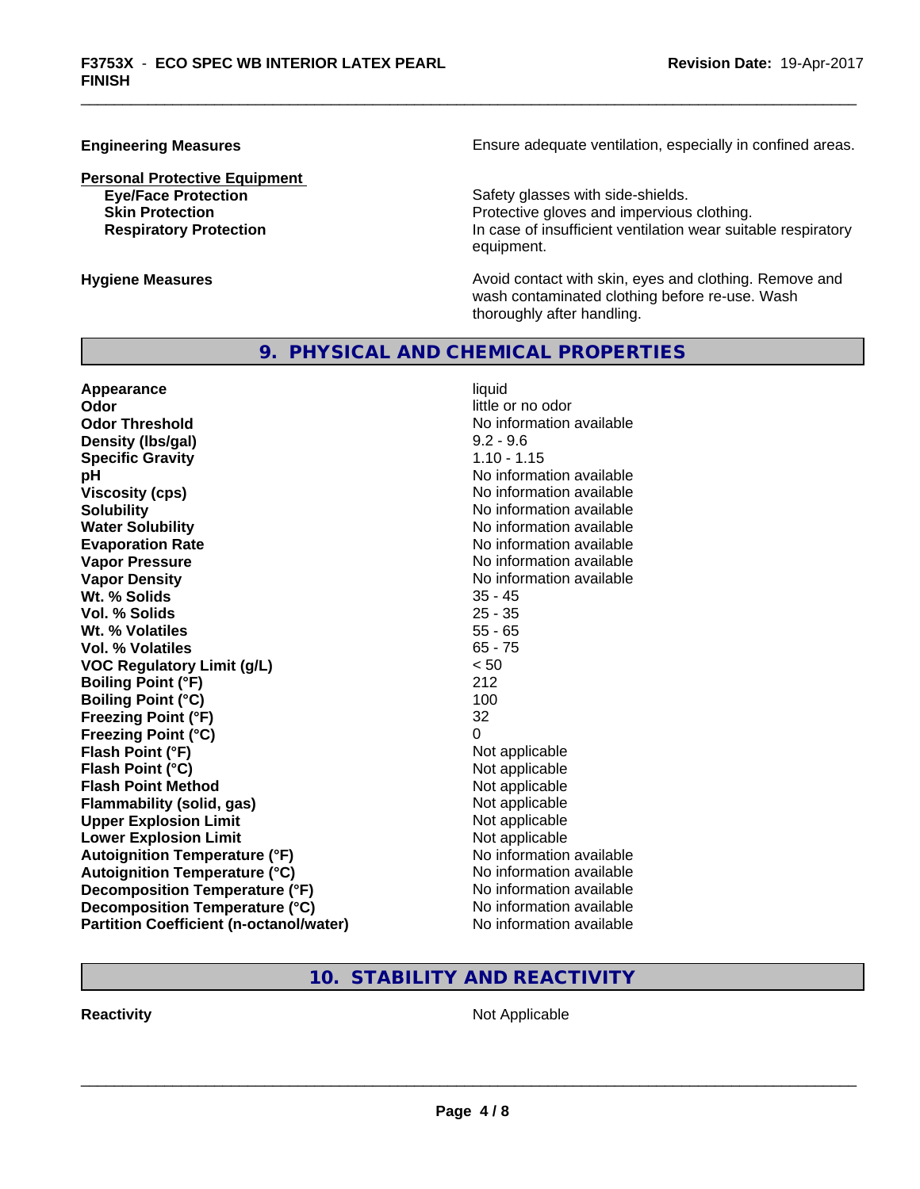| | |
|---|---|
| **Engineering Measures** | Ensure adequate ventilation, especially in confined areas. |

**Personal Protective Equipment**

| | |
|---|---|
| **Eye/Face Protection** | Safety glasses with side-shields. |
| **Skin Protection** | Protective gloves and impervious clothing. |
| **Respiratory Protection** | In case of insufficient ventilation wear suitable respiratory equipment. |

| | |
|---|---|
| **Hygiene Measures** | Avoid contact with skin, eyes and clothing. Remove and wash contaminated clothing before re-use. Wash thoroughly after handling. |

## 9. PHYSICAL AND CHEMICAL PROPERTIES

| | |
|---|---|
| **Appearance** | liquid |
| **Odor** | little or no odor |
| **Odor Threshold** | No information available |
| **Density (lbs/gal)** | 9.2 - 9.6 |
| **Specific Gravity** | 1.10 - 1.15 |
| **pH** | No information available |
| **Viscosity (cps)** | No information available |
| **Solubility** | No information available |
| **Water Solubility** | No information available |
| **Evaporation Rate** | No information available |
| **Vapor Pressure** | No information available |
| **Vapor Density** | No information available |
| **Wt. % Solids** | 35 - 45 |
| **Vol. % Solids** | 25 - 35 |
| **Wt. % Volatiles** | 55 - 65 |
| **Vol. % Volatiles** | 65 - 75 |
| **VOC Regulatory Limit (g/L)** | < 50 |
| **Boiling Point (°F)** | 212 |
| **Boiling Point (°C)** | 100 |
| **Freezing Point (°F)** | 32 |
| **Freezing Point (°C)** | 0 |
| **Flash Point (°F)** | Not applicable |
| **Flash Point (°C)** | Not applicable |
| **Flash Point Method** | Not applicable |
| **Flammability (solid, gas)** | Not applicable |
| **Upper Explosion Limit** | Not applicable |
| **Lower Explosion Limit** | Not applicable |
| **Autoignition Temperature (°F)** | No information available |
| **Autoignition Temperature (°C)** | No information available |
| **Decomposition Temperature (°F)** | No information available |
| **Decomposition Temperature (°C)** | No information available |
| **Partition Coefficient (n-octanol/water)** | No information available |

## 10. STABILITY AND REACTIVITY

| | |
|---|---|
| **Reactivity** | Not Applicable |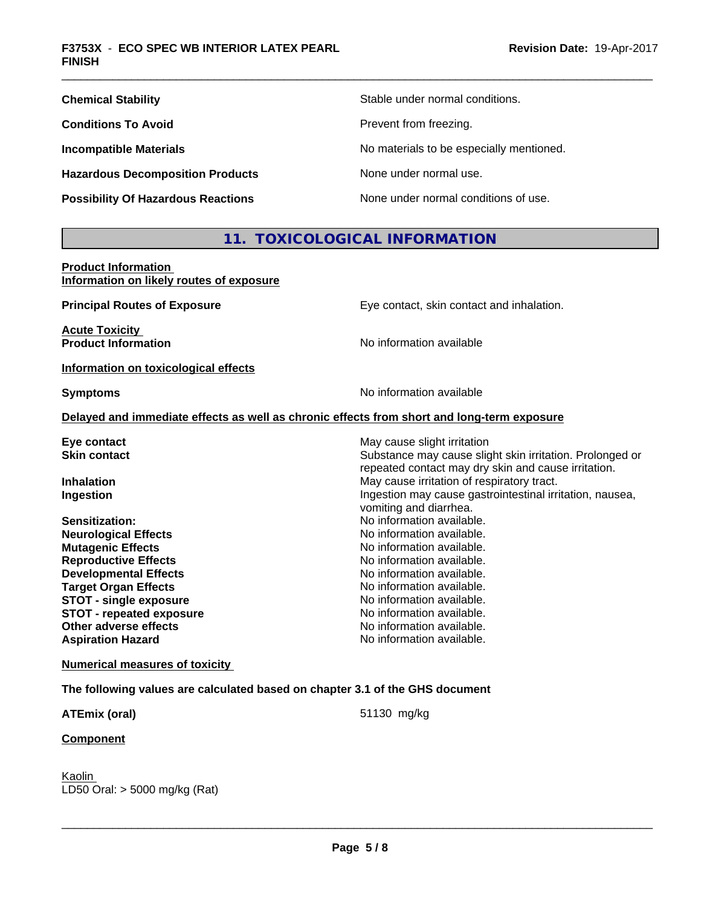| | |
|---|---|
| **Chemical Stability** | Stable under normal conditions. |
| **Conditions To Avoid** | Prevent from freezing. |
| **Incompatible Materials** | No materials to be especially mentioned. |
| **Hazardous Decomposition Products** | None under normal use. |
| **Possibility Of Hazardous Reactions** | None under normal conditions of use. |

## 11. TOXICOLOGICAL INFORMATION

**Product Information**
**Information on likely routes of exposure**

| | |
|---|---|
| **Principal Routes of Exposure** | Eye contact, skin contact and inhalation. |

**Acute Toxicity**

| | |
|---|---|
| **Product Information** | No information available |

**Information on toxicological effects**

| | |
|---|---|
| **Symptoms** | No information available |

**Delayed and immediate effects as well as chronic effects from short and long-term exposure**

| | |
|---|---|
| **Eye contact** | May cause slight irritation |
| **Skin contact** | Substance may cause slight skin irritation. Prolonged or repeated contact may dry skin and cause irritation. |
| **Inhalation** | May cause irritation of respiratory tract. |
| **Ingestion** | Ingestion may cause gastrointestinal irritation, nausea, vomiting and diarrhea. |
| **Sensitization:** | No information available. |
| **Neurological Effects** | No information available. |
| **Mutagenic Effects** | No information available. |
| **Reproductive Effects** | No information available. |
| **Developmental Effects** | No information available. |
| **Target Organ Effects** | No information available. |
| **STOT - single exposure** | No information available. |
| **STOT - repeated exposure** | No information available. |
| **Other adverse effects** | No information available. |
| **Aspiration Hazard** | No information available. |

**Numerical measures of toxicity**

**The following values are calculated based on chapter 3.1 of the GHS document**

| | |
|---|---|
| **ATEmix (oral)** | 51130 mg/kg |

**Component**

Kaolin
LD50 Oral: > 5000 mg/kg (Rat)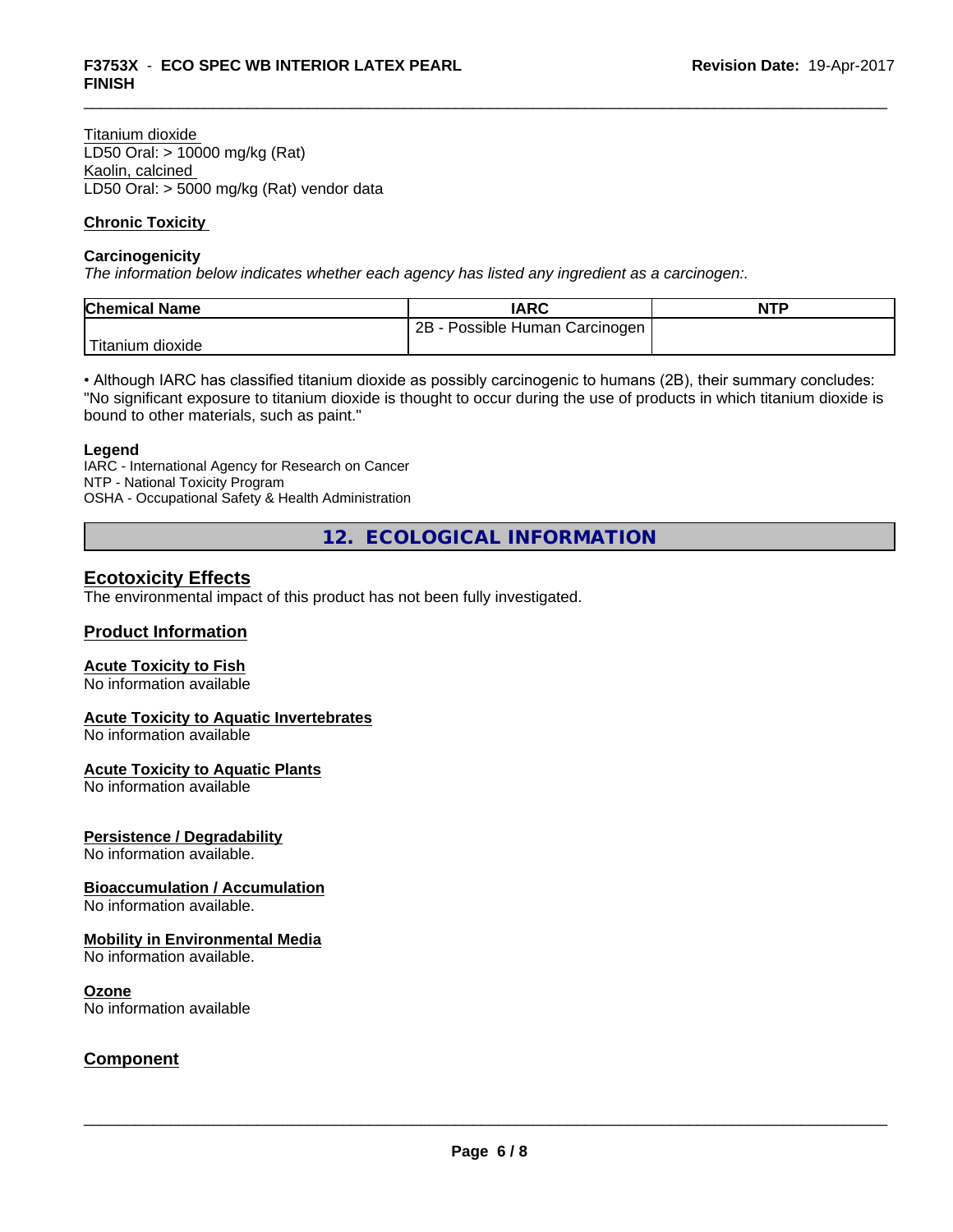Titanium dioxide
LD50 Oral: > 10000 mg/kg (Rat)
Kaolin, calcined
LD50 Oral: > 5000 mg/kg (Rat) vendor data

### Chronic Toxicity

**Carcinogenicity**
*The information below indicates whether each agency has listed any ingredient as a carcinogen:.*

| Chemical Name | IARC | NTP |
|---|---|---|
| Titanium dioxide | 2B - Possible Human Carcinogen | |

• Although IARC has classified titanium dioxide as possibly carcinogenic to humans (2B), their summary concludes: "No significant exposure to titanium dioxide is thought to occur during the use of products in which titanium dioxide is bound to other materials, such as paint."

**Legend**
IARC - International Agency for Research on Cancer
NTP - National Toxicity Program
OSHA - Occupational Safety & Health Administration

## 12. ECOLOGICAL INFORMATION

### Ecotoxicity Effects
The environmental impact of this product has not been fully investigated.

### Product Information

**Acute Toxicity to Fish**
No information available

**Acute Toxicity to Aquatic Invertebrates**
No information available

**Acute Toxicity to Aquatic Plants**
No information available

**Persistence / Degradability**
No information available.

**Bioaccumulation / Accumulation**
No information available.

**Mobility in Environmental Media**
No information available.

**Ozone**
No information available

### Component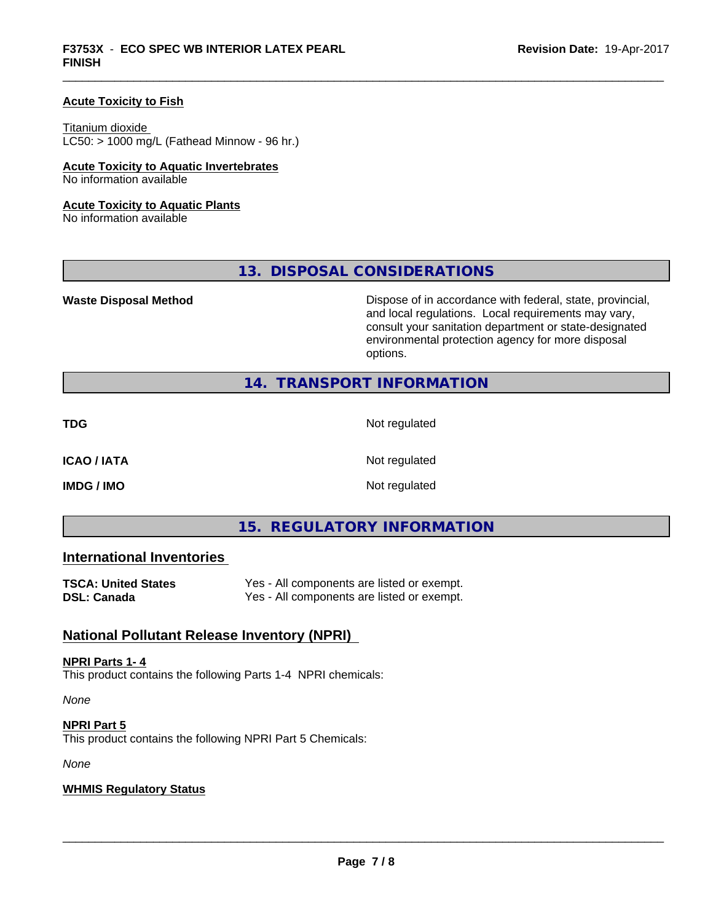### Acute Toxicity to Fish

Titanium dioxide
LC50: > 1000 mg/L (Fathead Minnow - 96 hr.)

### Acute Toxicity to Aquatic Invertebrates

No information available

### Acute Toxicity to Aquatic Plants

No information available

## 13. DISPOSAL CONSIDERATIONS

| | |
|---|---|
| **Waste Disposal Method** | Dispose of in accordance with federal, state, provincial, and local regulations. Local requirements may vary, consult your sanitation department or state-designated environmental protection agency for more disposal options. |

## 14. TRANSPORT INFORMATION

| | |
|---|---|
| **TDG** | Not regulated |
| **ICAO / IATA** | Not regulated |
| **IMDG / IMO** | Not regulated |

## 15. REGULATORY INFORMATION

### International Inventories

| | |
|---|---|
| **TSCA: United States** | Yes - All components are listed or exempt. |
| **DSL: Canada** | Yes - All components are listed or exempt. |

### National Pollutant Release Inventory (NPRI)

**NPRI Parts 1- 4**
This product contains the following Parts 1-4 NPRI chemicals:

*None*

**NPRI Part 5**
This product contains the following NPRI Part 5 Chemicals:

*None*

**WHMIS Regulatory Status**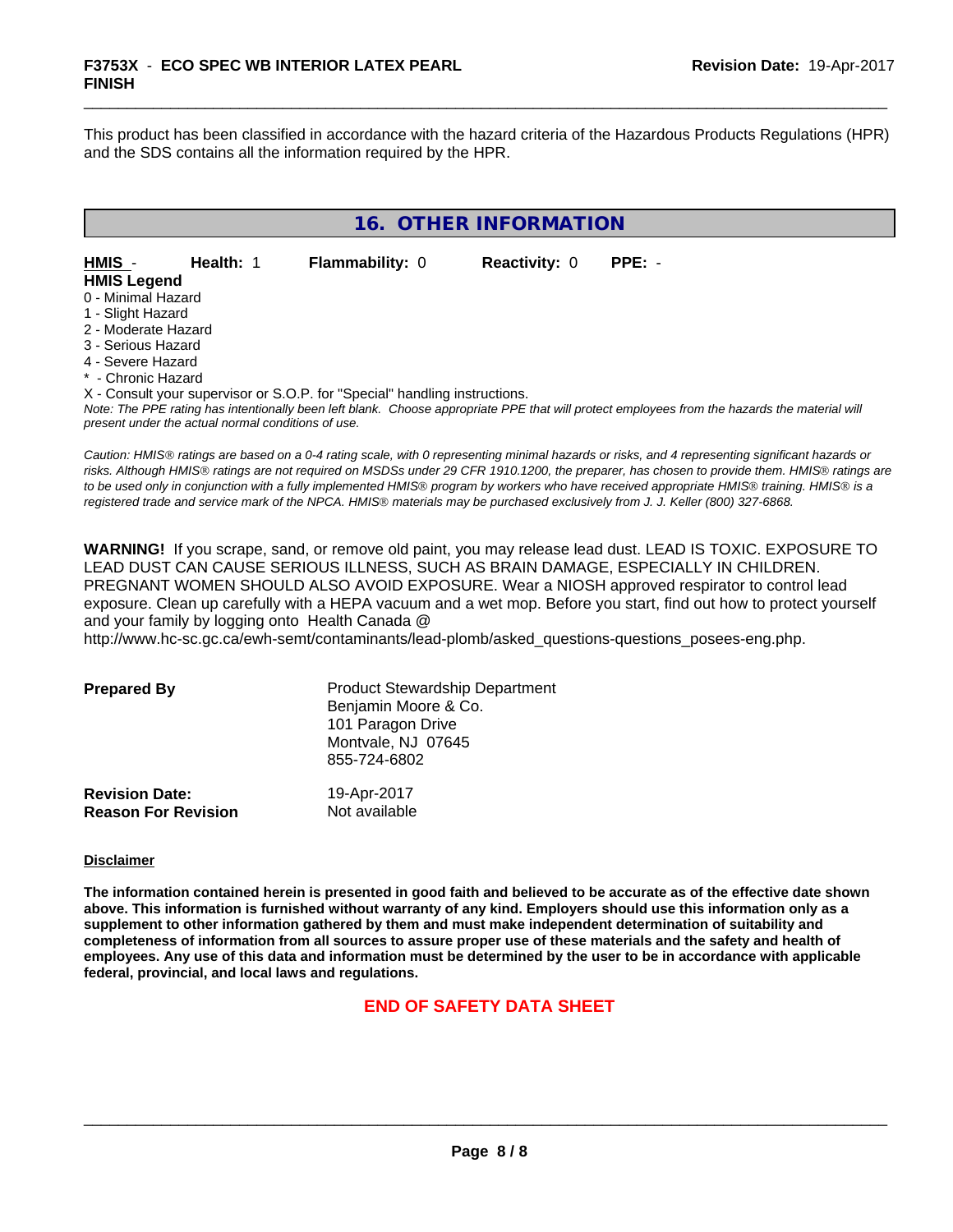This product has been classified in accordance with the hazard criteria of the Hazardous Products Regulations (HPR) and the SDS contains all the information required by the HPR.

## 16. OTHER INFORMATION

**HMIS** - **Health:** 1 **Flammability:** 0 **Reactivity:** 0 **PPE:** -

**HMIS Legend**

0 - Minimal Hazard
1 - Slight Hazard
2 - Moderate Hazard
3 - Serious Hazard
4 - Severe Hazard
* - Chronic Hazard
X - Consult your supervisor or S.O.P. for "Special" handling instructions.

*Note: The PPE rating has intentionally been left blank. Choose appropriate PPE that will protect employees from the hazards the material will present under the actual normal conditions of use.*

*Caution: HMIS® ratings are based on a 0-4 rating scale, with 0 representing minimal hazards or risks, and 4 representing significant hazards or risks. Although HMIS® ratings are not required on MSDSs under 29 CFR 1910.1200, the preparer, has chosen to provide them. HMIS® ratings are to be used only in conjunction with a fully implemented HMIS® program by workers who have received appropriate HMIS® training. HMIS® is a registered trade and service mark of the NPCA. HMIS® materials may be purchased exclusively from J. J. Keller (800) 327-6868.*

**WARNING!** If you scrape, sand, or remove old paint, you may release lead dust. LEAD IS TOXIC. EXPOSURE TO LEAD DUST CAN CAUSE SERIOUS ILLNESS, SUCH AS BRAIN DAMAGE, ESPECIALLY IN CHILDREN. PREGNANT WOMEN SHOULD ALSO AVOID EXPOSURE. Wear a NIOSH approved respirator to control lead exposure. Clean up carefully with a HEPA vacuum and a wet mop. Before you start, find out how to protect yourself and your family by logging onto Health Canada @ http://www.hc-sc.gc.ca/ewh-semt/contaminants/lead-plomb/asked_questions-questions_posees-eng.php.

**Prepared By**
Product Stewardship Department
Benjamin Moore & Co.
101 Paragon Drive
Montvale, NJ 07645
855-724-6802

**Revision Date:** 19-Apr-2017
**Reason For Revision** Not available

**Disclaimer**

**The information contained herein is presented in good faith and believed to be accurate as of the effective date shown above. This information is furnished without warranty of any kind. Employers should use this information only as a supplement to other information gathered by them and must make independent determination of suitability and completeness of information from all sources to assure proper use of these materials and the safety and health of employees. Any use of this data and information must be determined by the user to be in accordance with applicable federal, provincial, and local laws and regulations.**

**END OF SAFETY DATA SHEET**